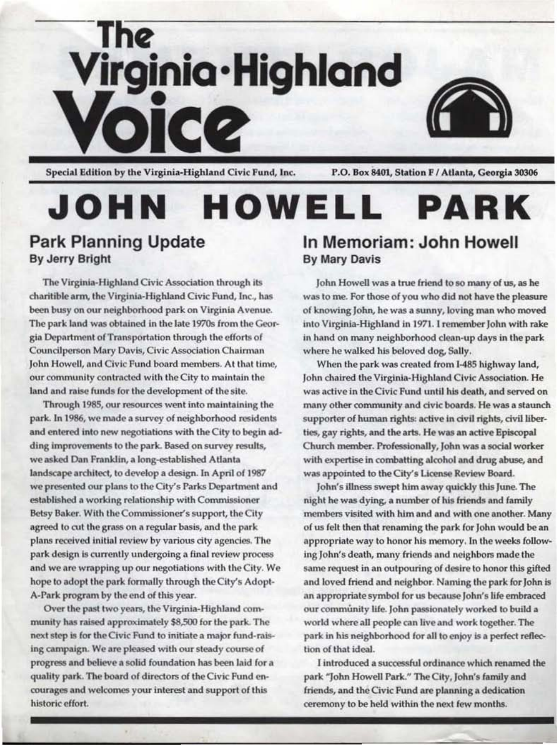# The Virginia·Highland Voice

Special Edition by the Virginia-Highland Civic Fund, Inc. P.O. Box 8401, Station F / Atlanta, Georgia 30306

# JOHN HOWELL PARK

## Park Planning Update

**By Jerry Bright**

The Virginia-Highland Civic Association through its charitable arm, the Virginia-Highland Civic Fund, Inc., has been busy on our neighborhood park on Virginia Avenue. The park land was obtained in the late 1970s from the Georgia Department of Transportation through the efforts of Councilperson Mary Davis, Civic Association Chairman John Howell, and Civic Fund board members. At that time, our community contracted with the City to maintain the land and raise funds for the development of the site.

Through 1985, our resources went into maintaining the park. In 1986, we made a survey of neighborhood residents and entered into new negotiations with the City to begin adding improvements to the park. Based on survey results, we asked Dan Franklin, a long-established Atlanta landscape architect, to develop a design. In April of 1987 we presented our plans to the City's Parks Department and established a working relationship with Commissioner Betsy Baker. With the Commissioner's support, the City agreed to cut the grass on a regular basis, and the park plans received initial review by various city agencies. The park design is currently undergoing a final review process and we are wrapping up our negotiations with the City. We hope to adopt the park formally through the City's Adopt-A-Park program by the end of this year.

Over the past two years, the Virginia-Highland community has raised approximately $8,500 for the park. The next step is for the Civic Fund to initiate a major fund-raising campaign. We are pleased with our steady course of progress and believe a solid foundation has been laid for a quality park. The board of directors of the Civic Fund encourages and welcomes your interest and support of this historic effort.

## In Memoriam: John Howell

**By Mary Davis**

John Howell was a true friend to so many of us, as he was to me. For those of you who did not have the pleasure of knowing John, he was a sunny, loving man who moved into Virginia-Highland in 1971. I remember John with rake in hand on many neighborhood clean-up days in the park where he walked his beloved dog, Sally.

When the park was created from I-485 highway land, John chaired the Virginia-Highland Civic Association. He was active in the Civic Fund until his death, and served on many other community and civic boards. He was a staunch supporter of human rights: active in civil rights, civil liberties, gay rights, and the arts. He was an active Episcopal Church member. Professionally, John was a social worker with expertise in combatting alcohol and drug abuse, and was appointed to the City's License Review Board.

John's illness swept him away quickly this June. The night he was dying, a number of his friends and family members visited with him and and with one another. Many of us felt then that renaming the park for John would be an appropriate way to honor his memory. In the weeks following John's death, many friends and neighbors made the same request in an outpouring of desire to honor this gifted and loved friend and neighbor. Naming the park for John is an appropriate symbol for us because John's life embraced our community life. John passionately worked to build a world where all people can live and work together. The park in his neighborhood for all to enjoy is a perfect reflection of that ideal.

I introduced a successful ordinance which renamed the park "John Howell Park." The City, John's family and friends, and the Civic Fund are planning a dedication ceremony to be held within the next few months.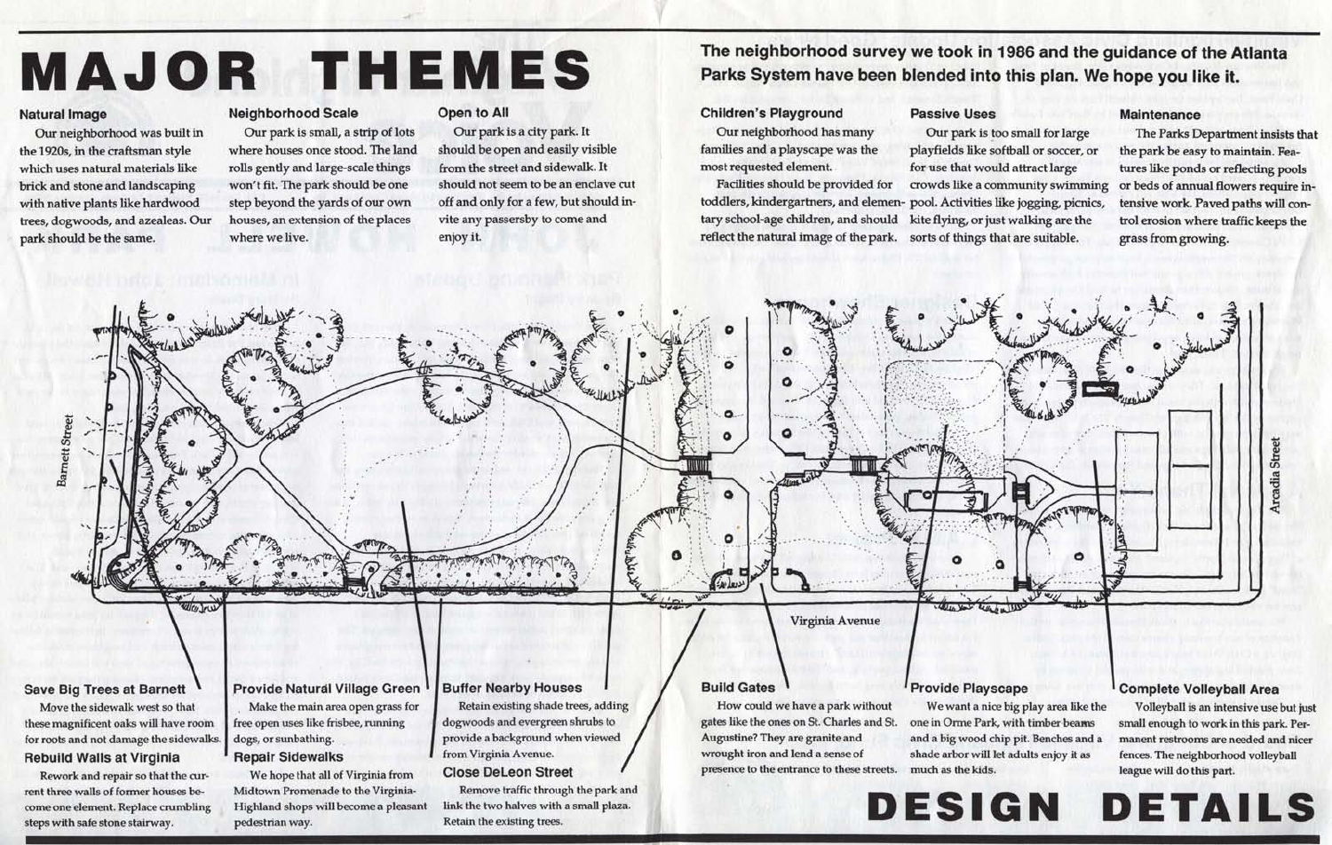# MAJOR THEMES

**The neighborhood survey we took in 1986 and the guidance of the Atlanta Parks System have been blended into this plan. We hope you like it.**

### Natural Image

Our neighborhood was built in the 1920s, in the craftsman style which uses natural materials like brick and stone and landscaping with native plants like hardwood trees, dogwoods, and azealeas. Our park should be the same.

### Neighborhood Scale

Our park is small, a strip of lots where houses once stood. The land rolls gently and large-scale things won't fit. The park should be one step beyond the yards of our own houses, an extension of the places where we live.

### Open to All

Our park is a city park. It should be open and easily visible from the street and sidewalk. It should not seem to be an enclave cut off and only for a few, but should invite any passersby to come and enjoy it.

### Children's Playground

Our neighborhood has many families and a playscape was the most requested element.

Facilities should be provided for toddlers, kindergartners, and elementary school-age children, and should reflect the natural image of the park.

### Passive Uses

Our park is too small for large playfields like softball or soccer, or for use that would attract large crowds like a community swimming pool. Activities like jogging, picnics, kite flying, or just walking are the sorts of things that are suitable.

### Maintenance

The Parks Department insists that the park be easy to maintain. Features like ponds or reflecting pools or beds of annual flowers require intensive work. Paved paths will control erosion where traffic keeps the grass from growing.

Barnett Street

Virginia Avenue

Arcadia Street

### Save Big Trees at Barnett

Move the sidewalk west so that these magnificent oaks will have room for roots and not damage the sidewalks.

### Rebuild Walls at Virginia

Rework and repair so that the current three walls of former houses become one element. Replace crumbling steps with safe stone stairway.

### Provide Natural Village Green

Make the main area open grass for free open uses like frisbee, running dogs, or sunbathing.

### Repair Sidewalks

We hope that all of Virginia from Midtown Promenade to the Virginia-Highland shops will become a pleasant pedestrian way.

### Buffer Nearby Houses

Retain existing shade trees, adding dogwoods and evergreen shrubs to provide a background when viewed from Virginia Avenue.

### Close DeLeon Street

Remove traffic through the park and link the two halves with a small plaza. Retain the existing trees.

### Build Gates

How could we have a park without gates like the ones on St. Charles and St. Augustine? They are granite and wrought iron and lend a sense of presence to the entrance to these streets.

### Provide Playscape

We want a nice big play area like the one in Orme Park, with timber beams and a big wood chip pit. Benches and a shade arbor will let adults enjoy it as much as the kids.

### Complete Volleyball Area

Volleyball is an intensive use but just small enough to work in this park. Permanent restrooms are needed and nicer fences. The neighborhood volleyball league will do this part.

# DESIGN DETAILS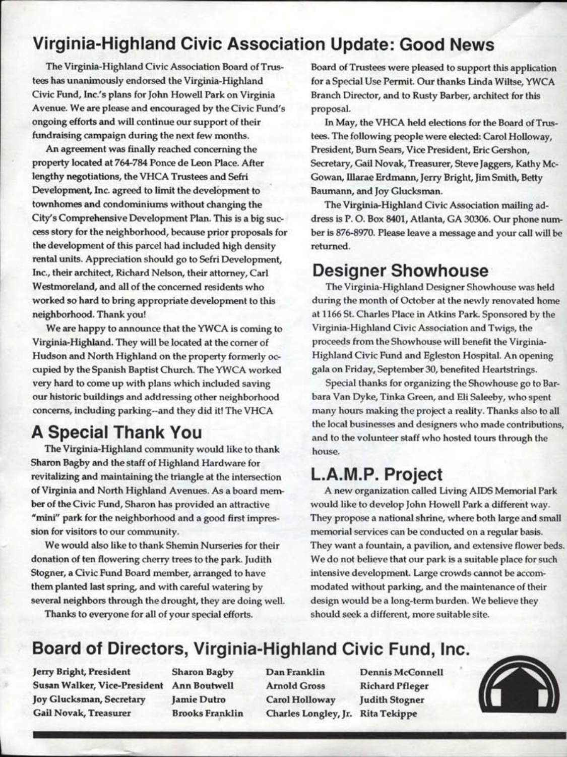## Virginia-Highland Civic Association Update: Good News

The Virginia-Highland Civic Association Board of Trustees has unanimously endorsed the Virginia-Highland Civic Fund, Inc.'s plans for John Howell Park on Virginia Avenue. We are please and encouraged by the Civic Fund's ongoing efforts and will continue our support of their fundraising campaign during the next few months.

An agreement was finally reached concerning the property located at 764-784 Ponce de Leon Place. After lengthy negotiations, the VHCA Trustees and Sefri Development, Inc. agreed to limit the development to townhomes and condominiums without changing the City's Comprehensive Development Plan. This is a big success story for the neighborhood, because prior proposals for the development of this parcel had included high density rental units. Appreciation should go to Sefri Development, Inc., their architect, Richard Nelson, their attorney, Carl Westmoreland, and all of the concerned residents who worked so hard to bring appropriate development to this neighborhood. Thank you!

We are happy to announce that the YWCA is coming to Virginia-Highland. They will be located at the corner of Hudson and North Highland on the property formerly occupied by the Spanish Baptist Church. The YWCA worked very hard to come up with plans which included saving our historic buildings and addressing other neighborhood concerns, including parking--and they did it! The VHCA Board of Trustees were pleased to support this application for a Special Use Permit. Our thanks Linda Wiltse, YWCA Branch Director, and to Rusty Barber, architect for this proposal.

In May, the VHCA held elections for the Board of Trustees. The following people were elected: Carol Holloway, President, Burn Sears, Vice President, Eric Gershon, Secretary, Gail Novak, Treasurer, Steve Jaggers, Kathy McGowan, Illarae Erdmann, Jerry Bright, Jim Smith, Betty Baumann, and Joy Glucksman.

The Virginia-Highland Civic Association mailing address is P. O. Box 8401, Atlanta, GA 30306. Our phone number is 876-8970. Please leave a message and your call will be returned.

## A Special Thank You

The Virginia-Highland community would like to thank Sharon Bagby and the staff of Highland Hardware for revitalizing and maintaining the triangle at the intersection of Virginia and North Highland Avenues. As a board member of the Civic Fund, Sharon has provided an attractive "mini" park for the neighborhood and a good first impression for visitors to our community.

We would also like to thank Shemin Nurseries for their donation of ten flowering cherry trees to the park. Judith Stogner, a Civic Fund Board member, arranged to have them planted last spring, and with careful watering by several neighbors through the drought, they are doing well.

Thanks to everyone for all of your special efforts.

## Designer Showhouse

The Virginia-Highland Designer Showhouse was held during the month of October at the newly renovated home at 1166 St. Charles Place in Atkins Park. Sponsored by the Virginia-Highland Civic Association and Twigs, the proceeds from the Showhouse will benefit the Virginia-Highland Civic Fund and Egleston Hospital. An opening gala on Friday, September 30, benefited Heartstrings.

Special thanks for organizing the Showhouse go to Barbara Van Dyke, Tinka Green, and Eli Saleeby, who spent many hours making the project a reality. Thanks also to all the local businesses and designers who made contributions, and to the volunteer staff who hosted tours through the house.

## L.A.M.P. Project

A new organization called Living AIDS Memorial Park would like to develop John Howell Park a different way. They propose a national shrine, where both large and small memorial services can be conducted on a regular basis. They want a fountain, a pavilion, and extensive flower beds. We do not believe that our park is a suitable place for such intensive development. Large crowds cannot be accommodated without parking, and the maintenance of their design would be a long-term burden. We believe they should seek a different, more suitable site.

## Board of Directors, Virginia-Highland Civic Fund, Inc.

**Jerry Bright, President**
**Susan Walker, Vice-President**
**Joy Glucksman, Secretary**
**Gail Novak, Treasurer**
**Sharon Bagby**
**Ann Boutwell**
**Jamie Dutro**
**Brooks Franklin**
**Dan Franklin**
**Arnold Gross**
**Carol Holloway**
**Charles Longley, Jr.**
**Dennis McConnell**
**Richard Pfleger**
**Judith Stogner**
**Rita Tekippe**